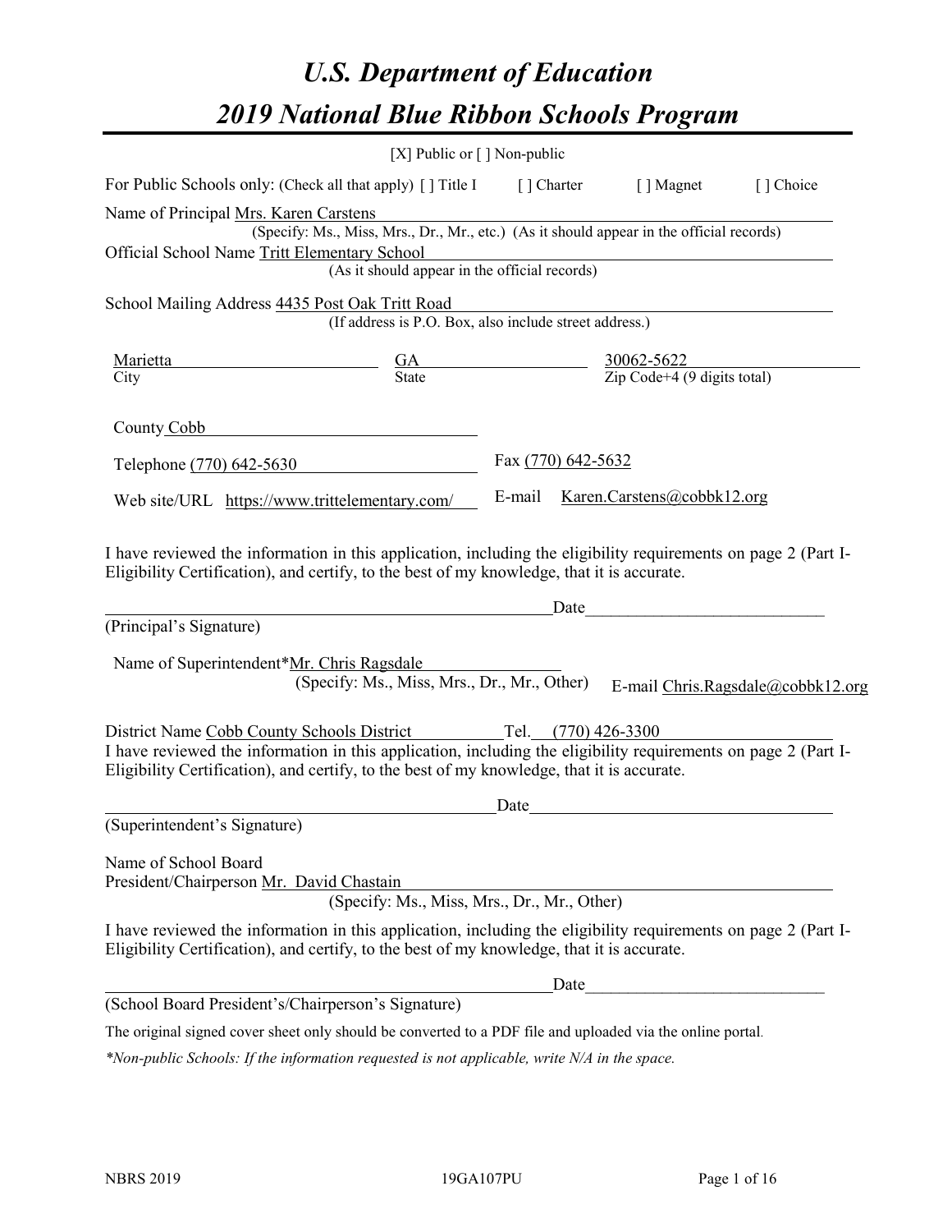# U.S. Department of Education

# 2019 National Blue Ribbon Schools Program

[X] Public or [ ] Non-public

For Public Schools only: (Check all that apply) [ ] Title I [ ] Charter [ ] Magnet [ ] Choice

Name of Principal Mrs. Karen Carstens

(Specify: Ms., Miss, Mrs., Dr., Mr., etc.) (As it should appear in the official records)

Official School Name Tritt Elementary School

(As it should appear in the official records)

School Mailing Address 4435 Post Oak Tritt Road

(If address is P.O. Box, also include street address.)

| Marietta | GA | 30062-5622 |
|---|---|---|
| City | State | Zip Code+4 (9 digits total) |

County Cobb

Telephone (770) 642-5630 Fax (770) 642-5632

Web site/URL https://www.trittelementary.com/ E-mail Karen.Carstens@cobbk12.org

I have reviewed the information in this application, including the eligibility requirements on page 2 (Part I-Eligibility Certification), and certify, to the best of my knowledge, that it is accurate.

_______________________________________ Date_____________________

(Principal's Signature)

Name of Superintendent*Mr. Chris Ragsdale

(Specify: Ms., Miss, Mrs., Dr., Mr., Other) E-mail Chris.Ragsdale@cobbk12.org

District Name Cobb County Schools District Tel. (770) 426-3300

I have reviewed the information in this application, including the eligibility requirements on page 2 (Part I-Eligibility Certification), and certify, to the best of my knowledge, that it is accurate.

_______________________________________ Date_____________________

(Superintendent's Signature)

Name of School Board
President/Chairperson Mr. David Chastain

(Specify: Ms., Miss, Mrs., Dr., Mr., Other)

I have reviewed the information in this application, including the eligibility requirements on page 2 (Part I-Eligibility Certification), and certify, to the best of my knowledge, that it is accurate.

_______________________________________ Date_____________________

(School Board President's/Chairperson's Signature)

The original signed cover sheet only should be converted to a PDF file and uploaded via the online portal.

*\*Non-public Schools: If the information requested is not applicable, write N/A in the space.*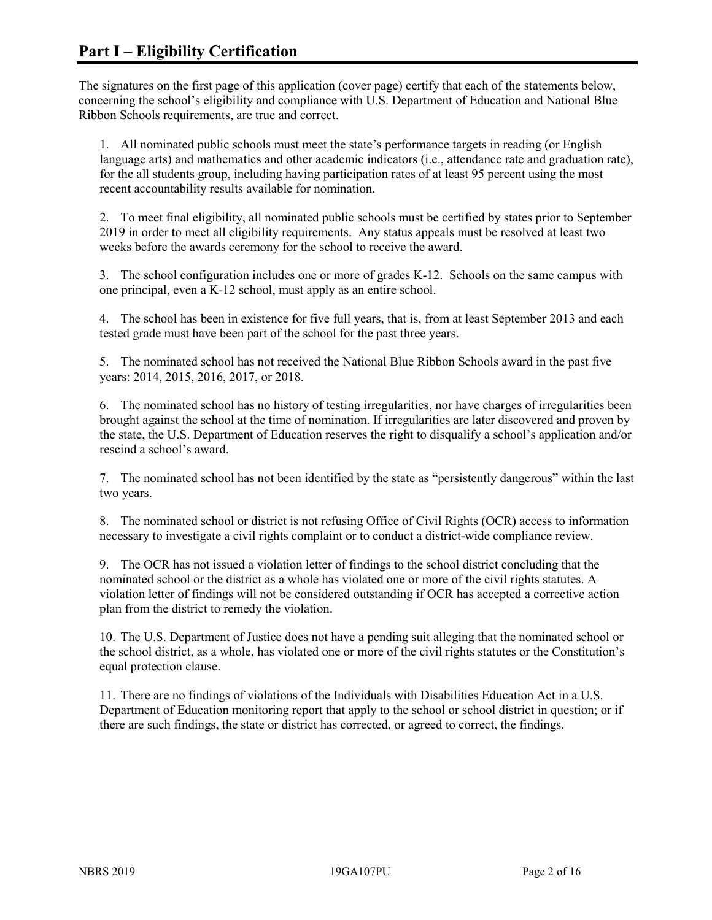# Part I – Eligibility Certification

The signatures on the first page of this application (cover page) certify that each of the statements below, concerning the school's eligibility and compliance with U.S. Department of Education and National Blue Ribbon Schools requirements, are true and correct.

1. All nominated public schools must meet the state's performance targets in reading (or English language arts) and mathematics and other academic indicators (i.e., attendance rate and graduation rate), for the all students group, including having participation rates of at least 95 percent using the most recent accountability results available for nomination.

2. To meet final eligibility, all nominated public schools must be certified by states prior to September 2019 in order to meet all eligibility requirements. Any status appeals must be resolved at least two weeks before the awards ceremony for the school to receive the award.

3. The school configuration includes one or more of grades K-12. Schools on the same campus with one principal, even a K-12 school, must apply as an entire school.

4. The school has been in existence for five full years, that is, from at least September 2013 and each tested grade must have been part of the school for the past three years.

5. The nominated school has not received the National Blue Ribbon Schools award in the past five years: 2014, 2015, 2016, 2017, or 2018.

6. The nominated school has no history of testing irregularities, nor have charges of irregularities been brought against the school at the time of nomination. If irregularities are later discovered and proven by the state, the U.S. Department of Education reserves the right to disqualify a school's application and/or rescind a school's award.

7. The nominated school has not been identified by the state as "persistently dangerous" within the last two years.

8. The nominated school or district is not refusing Office of Civil Rights (OCR) access to information necessary to investigate a civil rights complaint or to conduct a district-wide compliance review.

9. The OCR has not issued a violation letter of findings to the school district concluding that the nominated school or the district as a whole has violated one or more of the civil rights statutes. A violation letter of findings will not be considered outstanding if OCR has accepted a corrective action plan from the district to remedy the violation.

10. The U.S. Department of Justice does not have a pending suit alleging that the nominated school or the school district, as a whole, has violated one or more of the civil rights statutes or the Constitution's equal protection clause.

11. There are no findings of violations of the Individuals with Disabilities Education Act in a U.S. Department of Education monitoring report that apply to the school or school district in question; or if there are such findings, the state or district has corrected, or agreed to correct, the findings.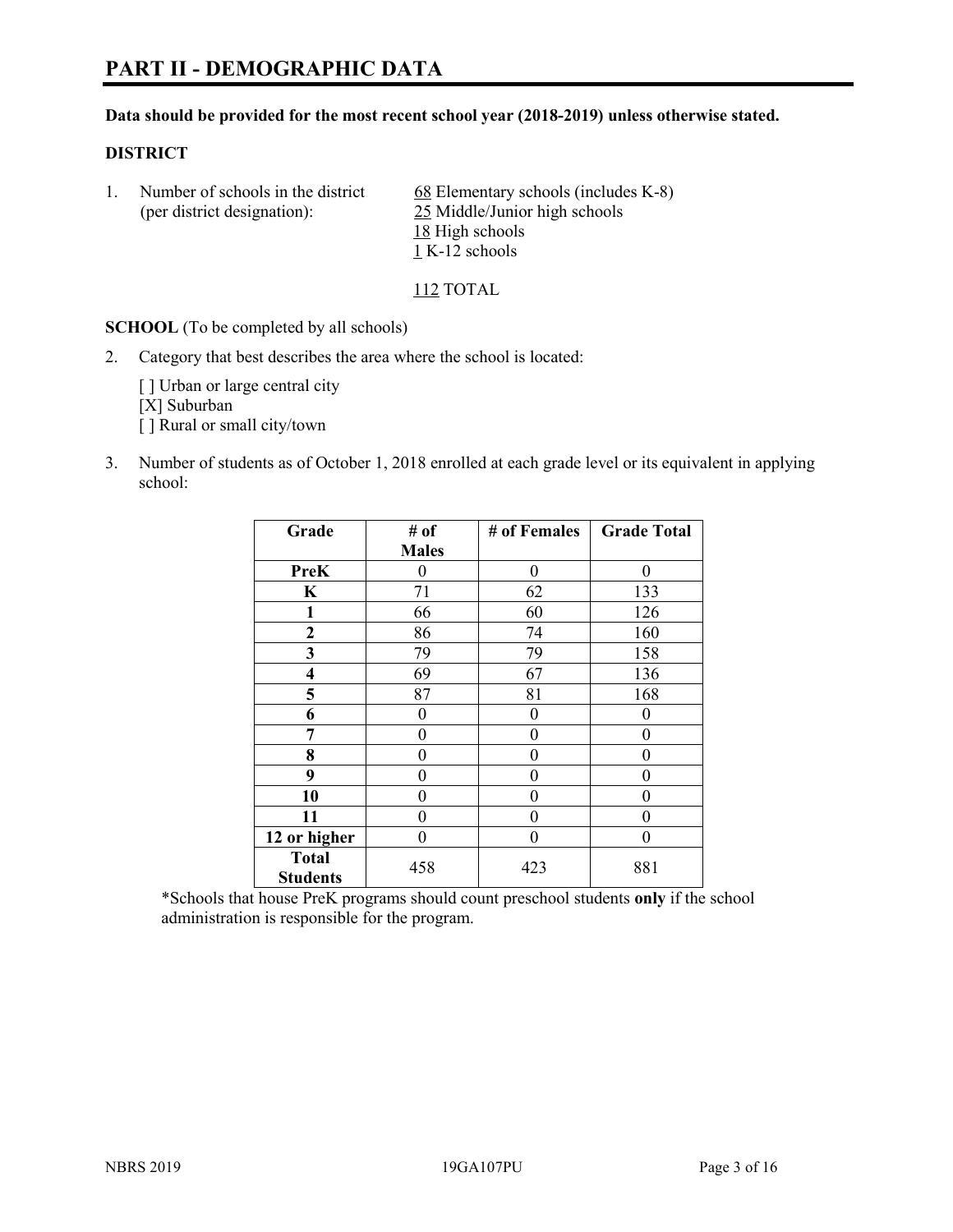# PART II - DEMOGRAPHIC DATA

**Data should be provided for the most recent school year (2018-2019) unless otherwise stated.**

**DISTRICT**

1. Number of schools in the district (per district designation):

   68 Elementary schools (includes K-8)
   25 Middle/Junior high schools
   18 High schools
   1 K-12 schools

   112 TOTAL

**SCHOOL** (To be completed by all schools)

2. Category that best describes the area where the school is located:

   [ ] Urban or large central city
   [X] Suburban
   [ ] Rural or small city/town

3. Number of students as of October 1, 2018 enrolled at each grade level or its equivalent in applying school:

| Grade | # of Males | # of Females | Grade Total |
|---|---|---|---|
| **PreK** | 0 | 0 | 0 |
| **K** | 71 | 62 | 133 |
| **1** | 66 | 60 | 126 |
| **2** | 86 | 74 | 160 |
| **3** | 79 | 79 | 158 |
| **4** | 69 | 67 | 136 |
| **5** | 87 | 81 | 168 |
| **6** | 0 | 0 | 0 |
| **7** | 0 | 0 | 0 |
| **8** | 0 | 0 | 0 |
| **9** | 0 | 0 | 0 |
| **10** | 0 | 0 | 0 |
| **11** | 0 | 0 | 0 |
| **12 or higher** | 0 | 0 | 0 |
| **Total Students** | 458 | 423 | 881 |

*Schools that house PreK programs should count preschool students **only** if the school administration is responsible for the program.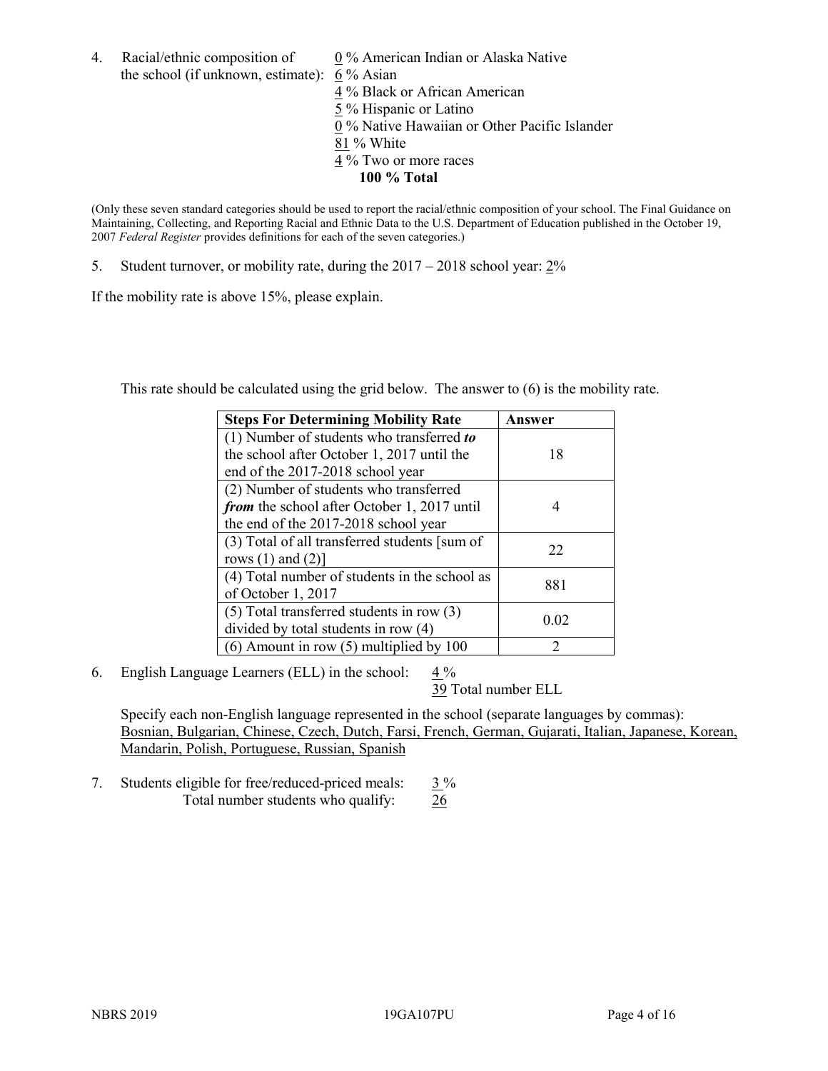4. Racial/ethnic composition of the school (if unknown, estimate):
   0 % American Indian or Alaska Native
   6 % Asian
   4 % Black or African American
   5 % Hispanic or Latino
   0 % Native Hawaiian or Other Pacific Islander
   81 % White
   4 % Two or more races
   **100 % Total**

(Only these seven standard categories should be used to report the racial/ethnic composition of your school. The Final Guidance on Maintaining, Collecting, and Reporting Racial and Ethnic Data to the U.S. Department of Education published in the October 19, 2007 *Federal Register* provides definitions for each of the seven categories.)

5. Student turnover, or mobility rate, during the 2017 – 2018 school year: 2%

If the mobility rate is above 15%, please explain.

This rate should be calculated using the grid below. The answer to (6) is the mobility rate.

| **Steps For Determining Mobility Rate** | **Answer** |
|---|---|
| (1) Number of students who transferred ***to*** the school after October 1, 2017 until the end of the 2017-2018 school year | 18 |
| (2) Number of students who transferred ***from*** the school after October 1, 2017 until the end of the 2017-2018 school year | 4 |
| (3) Total of all transferred students [sum of rows (1) and (2)] | 22 |
| (4) Total number of students in the school as of October 1, 2017 | 881 |
| (5) Total transferred students in row (3) divided by total students in row (4) | 0.02 |
| (6) Amount in row (5) multiplied by 100 | 2 |

6. English Language Learners (ELL) in the school: 4 %
   39 Total number ELL

   Specify each non-English language represented in the school (separate languages by commas): Bosnian, Bulgarian, Chinese, Czech, Dutch, Farsi, French, German, Gujarati, Italian, Japanese, Korean, Mandarin, Polish, Portuguese, Russian, Spanish

7. Students eligible for free/reduced-priced meals: 3 %
   Total number students who qualify: 26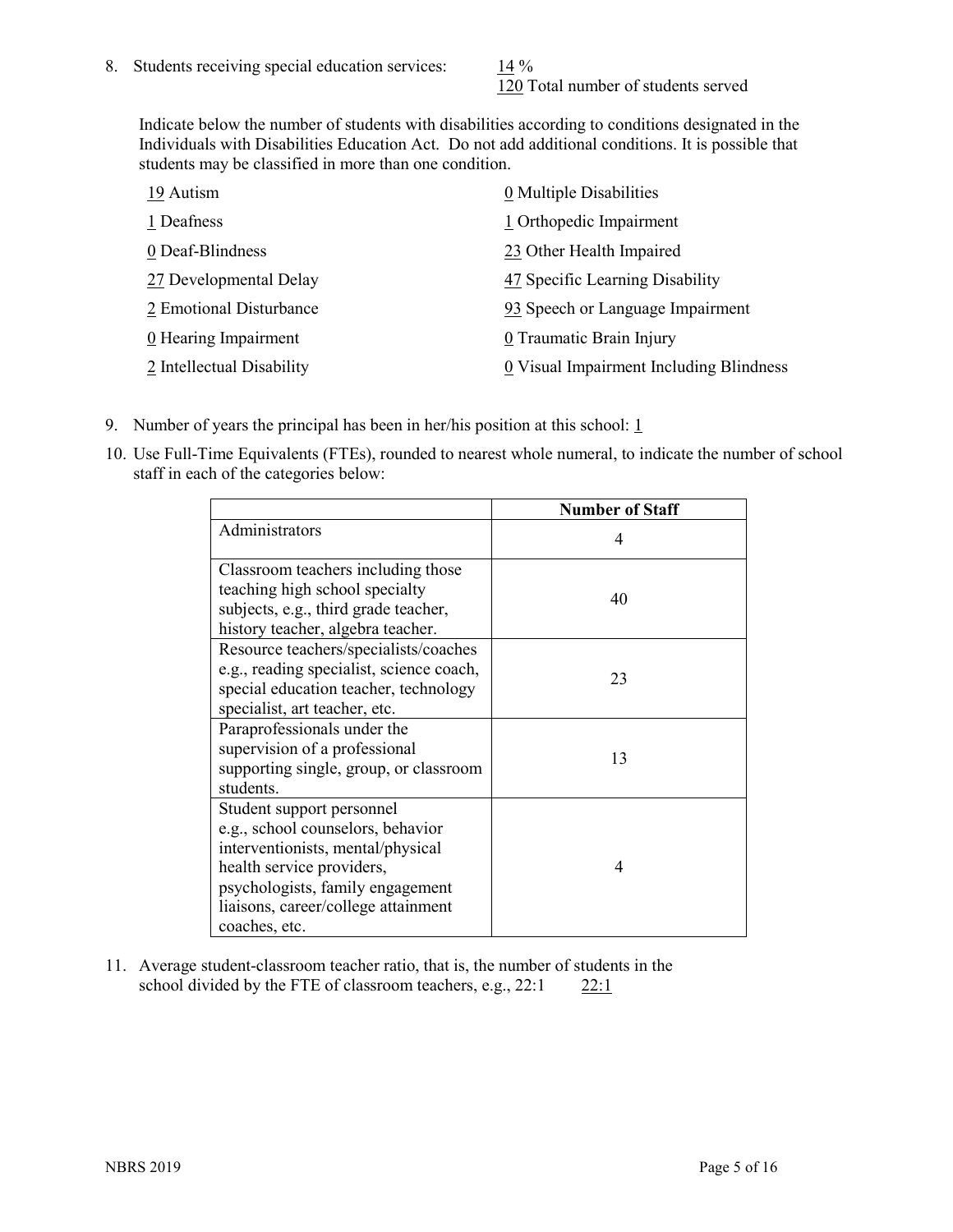8. Students receiving special education services: 14 %
   120 Total number of students served

   Indicate below the number of students with disabilities according to conditions designated in the Individuals with Disabilities Education Act. Do not add additional conditions. It is possible that students may be classified in more than one condition.

   | | |
   |---|---|
   | 19 Autism | 0 Multiple Disabilities |
   | 1 Deafness | 1 Orthopedic Impairment |
   | 0 Deaf-Blindness | 23 Other Health Impaired |
   | 27 Developmental Delay | 47 Specific Learning Disability |
   | 2 Emotional Disturbance | 93 Speech or Language Impairment |
   | 0 Hearing Impairment | 0 Traumatic Brain Injury |
   | 2 Intellectual Disability | 0 Visual Impairment Including Blindness |

9. Number of years the principal has been in her/his position at this school: 1

10. Use Full-Time Equivalents (FTEs), rounded to nearest whole numeral, to indicate the number of school staff in each of the categories below:

| | Number of Staff |
|---|---|
| Administrators | 4 |
| Classroom teachers including those teaching high school specialty subjects, e.g., third grade teacher, history teacher, algebra teacher. | 40 |
| Resource teachers/specialists/coaches e.g., reading specialist, science coach, special education teacher, technology specialist, art teacher, etc. | 23 |
| Paraprofessionals under the supervision of a professional supporting single, group, or classroom students. | 13 |
| Student support personnel e.g., school counselors, behavior interventionists, mental/physical health service providers, psychologists, family engagement liaisons, career/college attainment coaches, etc. | 4 |

11. Average student-classroom teacher ratio, that is, the number of students in the school divided by the FTE of classroom teachers, e.g., 22:1 22:1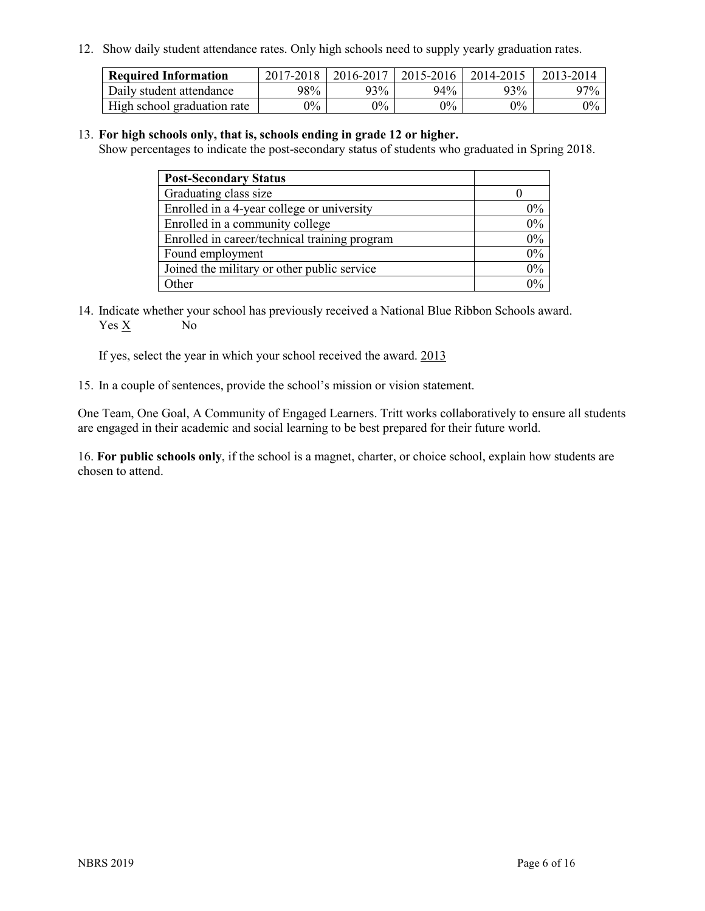12. Show daily student attendance rates. Only high schools need to supply yearly graduation rates.

| Required Information | 2017-2018 | 2016-2017 | 2015-2016 | 2014-2015 | 2013-2014 |
| --- | --- | --- | --- | --- | --- |
| Daily student attendance | 98% | 93% | 94% | 93% | 97% |
| High school graduation rate | 0% | 0% | 0% | 0% | 0% |

13. **For high schools only, that is, schools ending in grade 12 or higher.**
    Show percentages to indicate the post-secondary status of students who graduated in Spring 2018.

| Post-Secondary Status | |
| --- | --- |
| Graduating class size | 0 |
| Enrolled in a 4-year college or university | 0% |
| Enrolled in a community college | 0% |
| Enrolled in career/technical training program | 0% |
| Found employment | 0% |
| Joined the military or other public service | 0% |
| Other | 0% |

14. Indicate whether your school has previously received a National Blue Ribbon Schools award.
    Yes X  No

    If yes, select the year in which your school received the award. 2013

15. In a couple of sentences, provide the school's mission or vision statement.

One Team, One Goal, A Community of Engaged Learners. Tritt works collaboratively to ensure all students are engaged in their academic and social learning to be best prepared for their future world.

16. **For public schools only**, if the school is a magnet, charter, or choice school, explain how students are chosen to attend.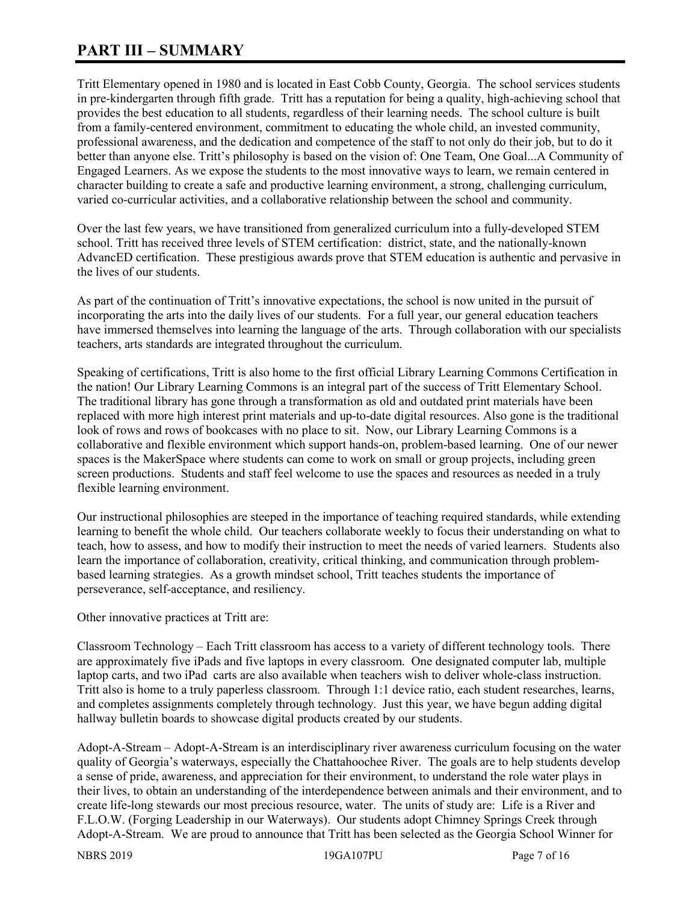# PART III – SUMMARY

Tritt Elementary opened in 1980 and is located in East Cobb County, Georgia. The school services students in pre-kindergarten through fifth grade. Tritt has a reputation for being a quality, high-achieving school that provides the best education to all students, regardless of their learning needs. The school culture is built from a family-centered environment, commitment to educating the whole child, an invested community, professional awareness, and the dedication and competence of the staff to not only do their job, but to do it better than anyone else. Tritt's philosophy is based on the vision of: One Team, One Goal...A Community of Engaged Learners. As we expose the students to the most innovative ways to learn, we remain centered in character building to create a safe and productive learning environment, a strong, challenging curriculum, varied co-curricular activities, and a collaborative relationship between the school and community.

Over the last few years, we have transitioned from generalized curriculum into a fully-developed STEM school. Tritt has received three levels of STEM certification: district, state, and the nationally-known AdvancED certification. These prestigious awards prove that STEM education is authentic and pervasive in the lives of our students.

As part of the continuation of Tritt's innovative expectations, the school is now united in the pursuit of incorporating the arts into the daily lives of our students. For a full year, our general education teachers have immersed themselves into learning the language of the arts. Through collaboration with our specialists teachers, arts standards are integrated throughout the curriculum.

Speaking of certifications, Tritt is also home to the first official Library Learning Commons Certification in the nation! Our Library Learning Commons is an integral part of the success of Tritt Elementary School. The traditional library has gone through a transformation as old and outdated print materials have been replaced with more high interest print materials and up-to-date digital resources. Also gone is the traditional look of rows and rows of bookcases with no place to sit. Now, our Library Learning Commons is a collaborative and flexible environment which support hands-on, problem-based learning. One of our newer spaces is the MakerSpace where students can come to work on small or group projects, including green screen productions. Students and staff feel welcome to use the spaces and resources as needed in a truly flexible learning environment.

Our instructional philosophies are steeped in the importance of teaching required standards, while extending learning to benefit the whole child. Our teachers collaborate weekly to focus their understanding on what to teach, how to assess, and how to modify their instruction to meet the needs of varied learners. Students also learn the importance of collaboration, creativity, critical thinking, and communication through problem-based learning strategies. As a growth mindset school, Tritt teaches students the importance of perseverance, self-acceptance, and resiliency.

Other innovative practices at Tritt are:

Classroom Technology – Each Tritt classroom has access to a variety of different technology tools. There are approximately five iPads and five laptops in every classroom. One designated computer lab, multiple laptop carts, and two iPad carts are also available when teachers wish to deliver whole-class instruction. Tritt also is home to a truly paperless classroom. Through 1:1 device ratio, each student researches, learns, and completes assignments completely through technology. Just this year, we have begun adding digital hallway bulletin boards to showcase digital products created by our students.

Adopt-A-Stream – Adopt-A-Stream is an interdisciplinary river awareness curriculum focusing on the water quality of Georgia's waterways, especially the Chattahoochee River. The goals are to help students develop a sense of pride, awareness, and appreciation for their environment, to understand the role water plays in their lives, to obtain an understanding of the interdependence between animals and their environment, and to create life-long stewards our most precious resource, water. The units of study are: Life is a River and F.L.O.W. (Forging Leadership in our Waterways). Our students adopt Chimney Springs Creek through Adopt-A-Stream. We are proud to announce that Tritt has been selected as the Georgia School Winner for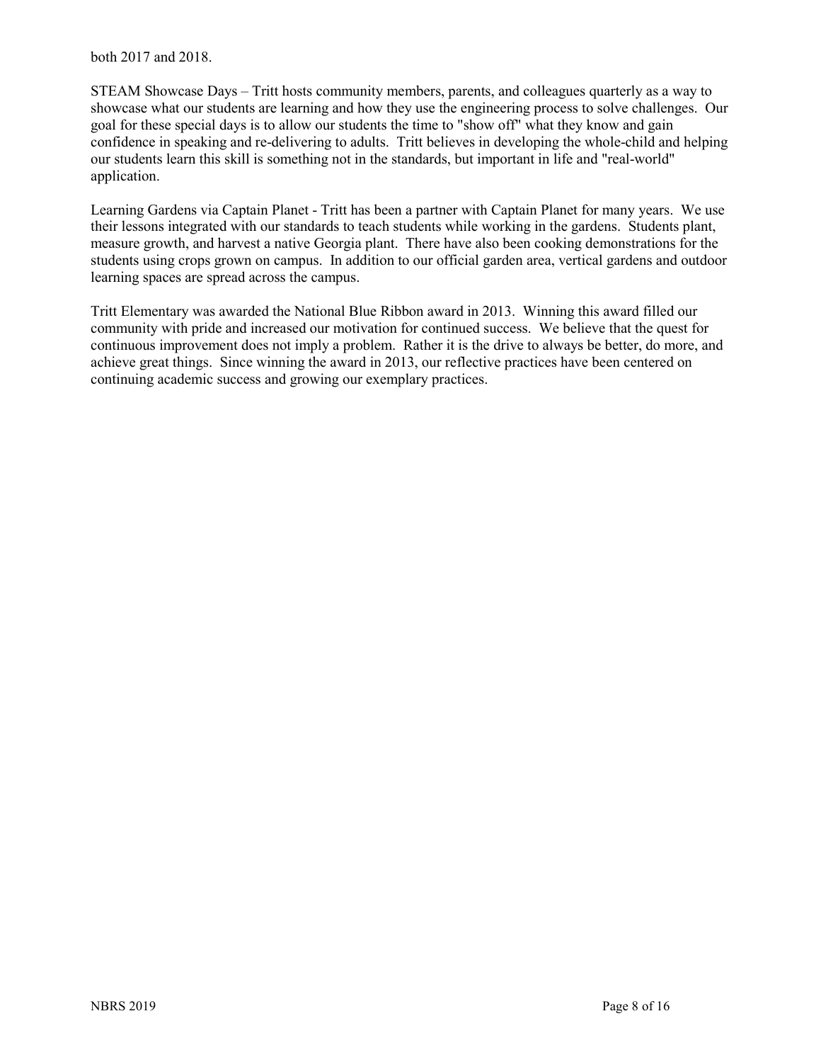both 2017 and 2018.

STEAM Showcase Days – Tritt hosts community members, parents, and colleagues quarterly as a way to showcase what our students are learning and how they use the engineering process to solve challenges. Our goal for these special days is to allow our students the time to "show off" what they know and gain confidence in speaking and re-delivering to adults. Tritt believes in developing the whole-child and helping our students learn this skill is something not in the standards, but important in life and "real-world" application.

Learning Gardens via Captain Planet - Tritt has been a partner with Captain Planet for many years. We use their lessons integrated with our standards to teach students while working in the gardens. Students plant, measure growth, and harvest a native Georgia plant. There have also been cooking demonstrations for the students using crops grown on campus. In addition to our official garden area, vertical gardens and outdoor learning spaces are spread across the campus.

Tritt Elementary was awarded the National Blue Ribbon award in 2013. Winning this award filled our community with pride and increased our motivation for continued success. We believe that the quest for continuous improvement does not imply a problem. Rather it is the drive to always be better, do more, and achieve great things. Since winning the award in 2013, our reflective practices have been centered on continuing academic success and growing our exemplary practices.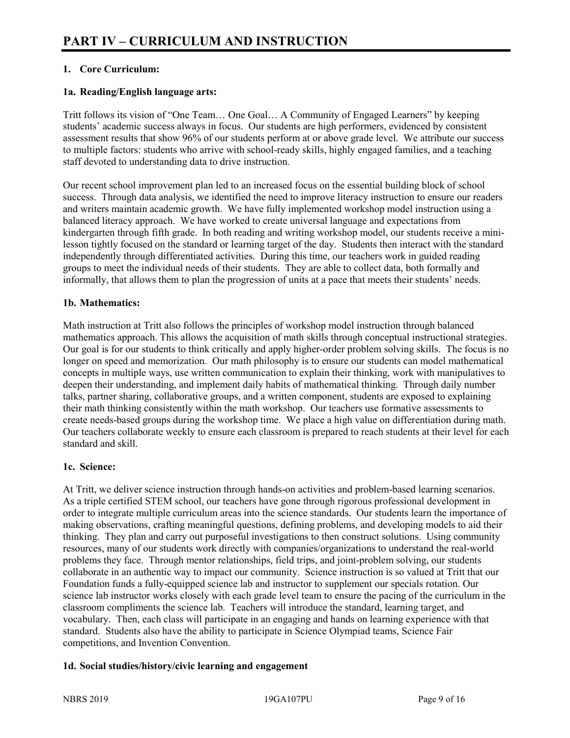# PART IV – CURRICULUM AND INSTRUCTION

**1. Core Curriculum:**

**1a. Reading/English language arts:**

Tritt follows its vision of "One Team… One Goal… A Community of Engaged Learners" by keeping students' academic success always in focus. Our students are high performers, evidenced by consistent assessment results that show 96% of our students perform at or above grade level. We attribute our success to multiple factors: students who arrive with school-ready skills, highly engaged families, and a teaching staff devoted to understanding data to drive instruction.

Our recent school improvement plan led to an increased focus on the essential building block of school success. Through data analysis, we identified the need to improve literacy instruction to ensure our readers and writers maintain academic growth. We have fully implemented workshop model instruction using a balanced literacy approach. We have worked to create universal language and expectations from kindergarten through fifth grade. In both reading and writing workshop model, our students receive a mini-lesson tightly focused on the standard or learning target of the day. Students then interact with the standard independently through differentiated activities. During this time, our teachers work in guided reading groups to meet the individual needs of their students. They are able to collect data, both formally and informally, that allows them to plan the progression of units at a pace that meets their students' needs.

**1b. Mathematics:**

Math instruction at Tritt also follows the principles of workshop model instruction through balanced mathematics approach. This allows the acquisition of math skills through conceptual instructional strategies. Our goal is for our students to think critically and apply higher-order problem solving skills. The focus is no longer on speed and memorization. Our math philosophy is to ensure our students can model mathematical concepts in multiple ways, use written communication to explain their thinking, work with manipulatives to deepen their understanding, and implement daily habits of mathematical thinking. Through daily number talks, partner sharing, collaborative groups, and a written component, students are exposed to explaining their math thinking consistently within the math workshop. Our teachers use formative assessments to create needs-based groups during the workshop time. We place a high value on differentiation during math. Our teachers collaborate weekly to ensure each classroom is prepared to reach students at their level for each standard and skill.

**1c. Science:**

At Tritt, we deliver science instruction through hands-on activities and problem-based learning scenarios. As a triple certified STEM school, our teachers have gone through rigorous professional development in order to integrate multiple curriculum areas into the science standards. Our students learn the importance of making observations, crafting meaningful questions, defining problems, and developing models to aid their thinking. They plan and carry out purposeful investigations to then construct solutions. Using community resources, many of our students work directly with companies/organizations to understand the real-world problems they face. Through mentor relationships, field trips, and joint-problem solving, our students collaborate in an authentic way to impact our community. Science instruction is so valued at Tritt that our Foundation funds a fully-equipped science lab and instructor to supplement our specials rotation. Our science lab instructor works closely with each grade level team to ensure the pacing of the curriculum in the classroom compliments the science lab. Teachers will introduce the standard, learning target, and vocabulary. Then, each class will participate in an engaging and hands on learning experience with that standard. Students also have the ability to participate in Science Olympiad teams, Science Fair competitions, and Invention Convention.

**1d. Social studies/history/civic learning and engagement**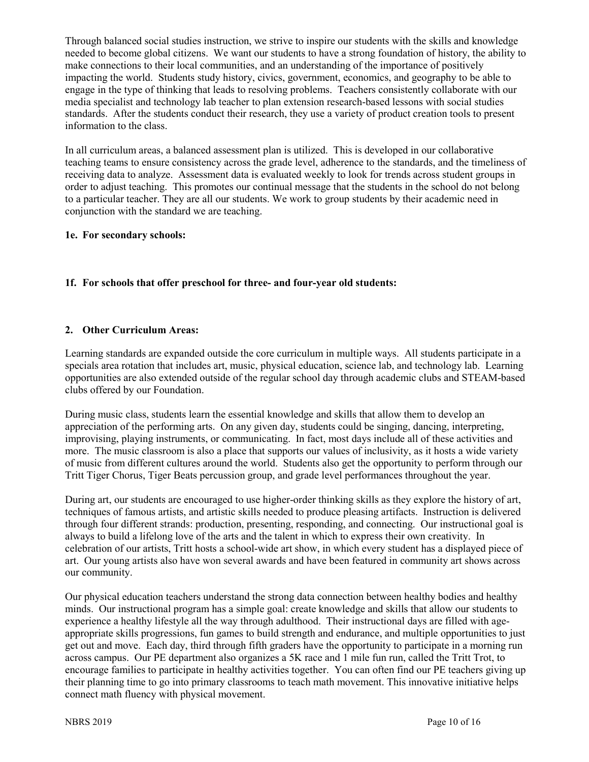Through balanced social studies instruction, we strive to inspire our students with the skills and knowledge needed to become global citizens. We want our students to have a strong foundation of history, the ability to make connections to their local communities, and an understanding of the importance of positively impacting the world. Students study history, civics, government, economics, and geography to be able to engage in the type of thinking that leads to resolving problems. Teachers consistently collaborate with our media specialist and technology lab teacher to plan extension research-based lessons with social studies standards. After the students conduct their research, they use a variety of product creation tools to present information to the class.

In all curriculum areas, a balanced assessment plan is utilized. This is developed in our collaborative teaching teams to ensure consistency across the grade level, adherence to the standards, and the timeliness of receiving data to analyze. Assessment data is evaluated weekly to look for trends across student groups in order to adjust teaching. This promotes our continual message that the students in the school do not belong to a particular teacher. They are all our students. We work to group students by their academic need in conjunction with the standard we are teaching.

**1e. For secondary schools:**

**1f. For schools that offer preschool for three- and four-year old students:**

**2. Other Curriculum Areas:**

Learning standards are expanded outside the core curriculum in multiple ways. All students participate in a specials area rotation that includes art, music, physical education, science lab, and technology lab. Learning opportunities are also extended outside of the regular school day through academic clubs and STEAM-based clubs offered by our Foundation.

During music class, students learn the essential knowledge and skills that allow them to develop an appreciation of the performing arts. On any given day, students could be singing, dancing, interpreting, improvising, playing instruments, or communicating. In fact, most days include all of these activities and more. The music classroom is also a place that supports our values of inclusivity, as it hosts a wide variety of music from different cultures around the world. Students also get the opportunity to perform through our Tritt Tiger Chorus, Tiger Beats percussion group, and grade level performances throughout the year.

During art, our students are encouraged to use higher-order thinking skills as they explore the history of art, techniques of famous artists, and artistic skills needed to produce pleasing artifacts. Instruction is delivered through four different strands: production, presenting, responding, and connecting. Our instructional goal is always to build a lifelong love of the arts and the talent in which to express their own creativity. In celebration of our artists, Tritt hosts a school-wide art show, in which every student has a displayed piece of art. Our young artists also have won several awards and have been featured in community art shows across our community.

Our physical education teachers understand the strong data connection between healthy bodies and healthy minds. Our instructional program has a simple goal: create knowledge and skills that allow our students to experience a healthy lifestyle all the way through adulthood. Their instructional days are filled with age-appropriate skills progressions, fun games to build strength and endurance, and multiple opportunities to just get out and move. Each day, third through fifth graders have the opportunity to participate in a morning run across campus. Our PE department also organizes a 5K race and 1 mile fun run, called the Tritt Trot, to encourage families to participate in healthy activities together. You can often find our PE teachers giving up their planning time to go into primary classrooms to teach math movement. This innovative initiative helps connect math fluency with physical movement.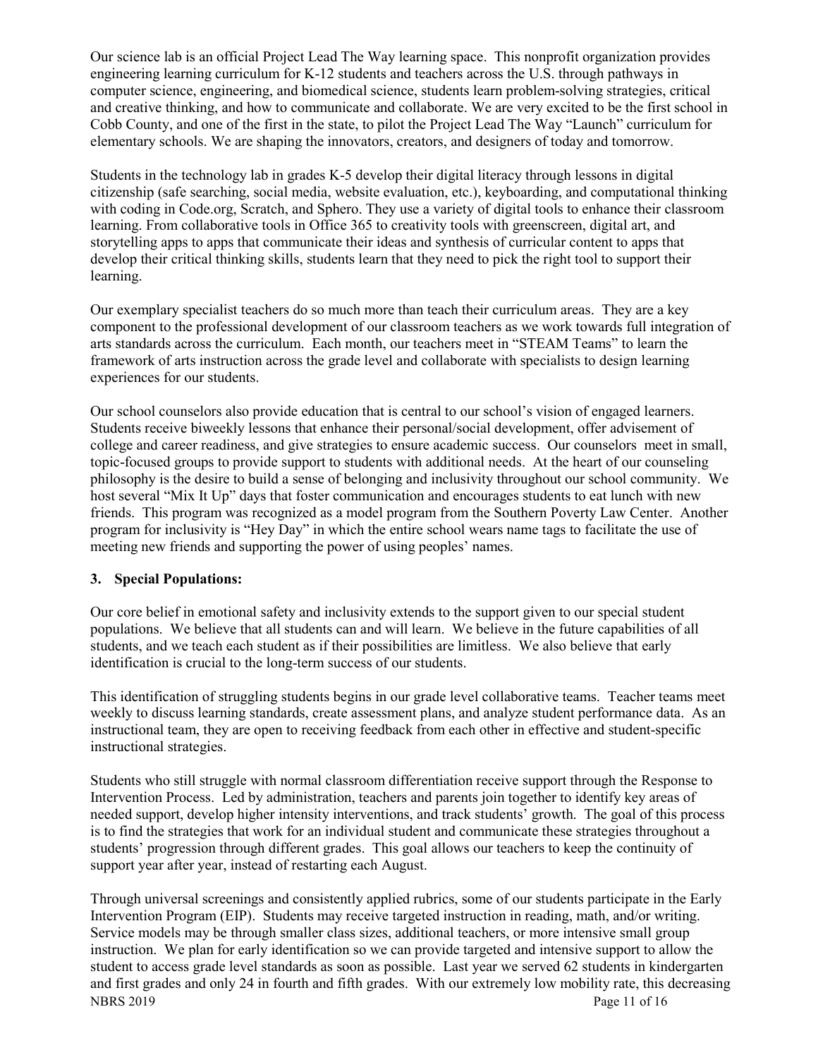Our science lab is an official Project Lead The Way learning space. This nonprofit organization provides engineering learning curriculum for K-12 students and teachers across the U.S. through pathways in computer science, engineering, and biomedical science, students learn problem-solving strategies, critical and creative thinking, and how to communicate and collaborate. We are very excited to be the first school in Cobb County, and one of the first in the state, to pilot the Project Lead The Way "Launch" curriculum for elementary schools. We are shaping the innovators, creators, and designers of today and tomorrow.

Students in the technology lab in grades K-5 develop their digital literacy through lessons in digital citizenship (safe searching, social media, website evaluation, etc.), keyboarding, and computational thinking with coding in Code.org, Scratch, and Sphero. They use a variety of digital tools to enhance their classroom learning. From collaborative tools in Office 365 to creativity tools with greenscreen, digital art, and storytelling apps to apps that communicate their ideas and synthesis of curricular content to apps that develop their critical thinking skills, students learn that they need to pick the right tool to support their learning.

Our exemplary specialist teachers do so much more than teach their curriculum areas. They are a key component to the professional development of our classroom teachers as we work towards full integration of arts standards across the curriculum. Each month, our teachers meet in "STEAM Teams" to learn the framework of arts instruction across the grade level and collaborate with specialists to design learning experiences for our students.

Our school counselors also provide education that is central to our school's vision of engaged learners. Students receive biweekly lessons that enhance their personal/social development, offer advisement of college and career readiness, and give strategies to ensure academic success. Our counselors meet in small, topic-focused groups to provide support to students with additional needs. At the heart of our counseling philosophy is the desire to build a sense of belonging and inclusivity throughout our school community. We host several "Mix It Up" days that foster communication and encourages students to eat lunch with new friends. This program was recognized as a model program from the Southern Poverty Law Center. Another program for inclusivity is "Hey Day" in which the entire school wears name tags to facilitate the use of meeting new friends and supporting the power of using peoples' names.

**3. Special Populations:**

Our core belief in emotional safety and inclusivity extends to the support given to our special student populations. We believe that all students can and will learn. We believe in the future capabilities of all students, and we teach each student as if their possibilities are limitless. We also believe that early identification is crucial to the long-term success of our students.

This identification of struggling students begins in our grade level collaborative teams. Teacher teams meet weekly to discuss learning standards, create assessment plans, and analyze student performance data. As an instructional team, they are open to receiving feedback from each other in effective and student-specific instructional strategies.

Students who still struggle with normal classroom differentiation receive support through the Response to Intervention Process. Led by administration, teachers and parents join together to identify key areas of needed support, develop higher intensity interventions, and track students' growth. The goal of this process is to find the strategies that work for an individual student and communicate these strategies throughout a students' progression through different grades. This goal allows our teachers to keep the continuity of support year after year, instead of restarting each August.

Through universal screenings and consistently applied rubrics, some of our students participate in the Early Intervention Program (EIP). Students may receive targeted instruction in reading, math, and/or writing. Service models may be through smaller class sizes, additional teachers, or more intensive small group instruction. We plan for early identification so we can provide targeted and intensive support to allow the student to access grade level standards as soon as possible. Last year we served 62 students in kindergarten and first grades and only 24 in fourth and fifth grades. With our extremely low mobility rate, this decreasing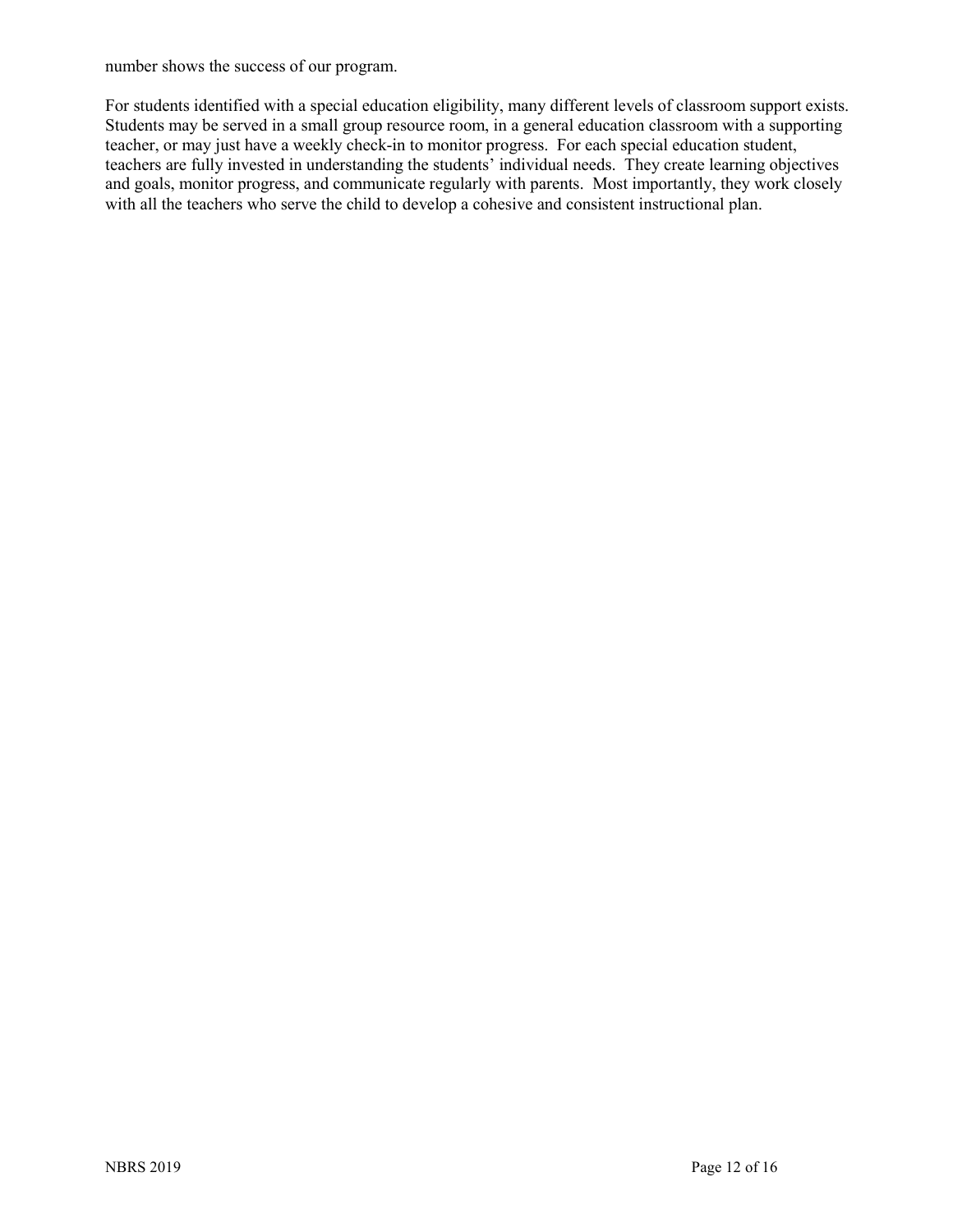number shows the success of our program.

For students identified with a special education eligibility, many different levels of classroom support exists. Students may be served in a small group resource room, in a general education classroom with a supporting teacher, or may just have a weekly check-in to monitor progress. For each special education student, teachers are fully invested in understanding the students' individual needs. They create learning objectives and goals, monitor progress, and communicate regularly with parents. Most importantly, they work closely with all the teachers who serve the child to develop a cohesive and consistent instructional plan.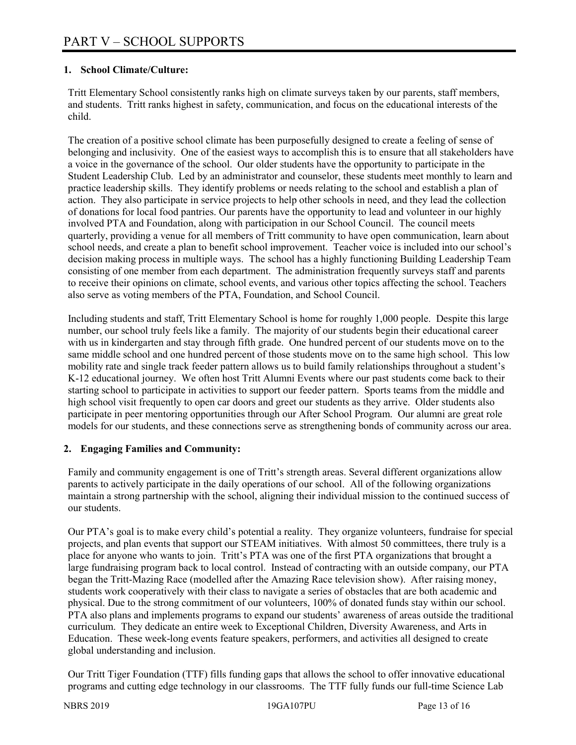# PART V – SCHOOL SUPPORTS

## 1. School Climate/Culture:

Tritt Elementary School consistently ranks high on climate surveys taken by our parents, staff members, and students. Tritt ranks highest in safety, communication, and focus on the educational interests of the child.

The creation of a positive school climate has been purposefully designed to create a feeling of sense of belonging and inclusivity. One of the easiest ways to accomplish this is to ensure that all stakeholders have a voice in the governance of the school. Our older students have the opportunity to participate in the Student Leadership Club. Led by an administrator and counselor, these students meet monthly to learn and practice leadership skills. They identify problems or needs relating to the school and establish a plan of action. They also participate in service projects to help other schools in need, and they lead the collection of donations for local food pantries. Our parents have the opportunity to lead and volunteer in our highly involved PTA and Foundation, along with participation in our School Council. The council meets quarterly, providing a venue for all members of Tritt community to have open communication, learn about school needs, and create a plan to benefit school improvement. Teacher voice is included into our school's decision making process in multiple ways. The school has a highly functioning Building Leadership Team consisting of one member from each department. The administration frequently surveys staff and parents to receive their opinions on climate, school events, and various other topics affecting the school. Teachers also serve as voting members of the PTA, Foundation, and School Council.

Including students and staff, Tritt Elementary School is home for roughly 1,000 people. Despite this large number, our school truly feels like a family. The majority of our students begin their educational career with us in kindergarten and stay through fifth grade. One hundred percent of our students move on to the same middle school and one hundred percent of those students move on to the same high school. This low mobility rate and single track feeder pattern allows us to build family relationships throughout a student's K-12 educational journey. We often host Tritt Alumni Events where our past students come back to their starting school to participate in activities to support our feeder pattern. Sports teams from the middle and high school visit frequently to open car doors and greet our students as they arrive. Older students also participate in peer mentoring opportunities through our After School Program. Our alumni are great role models for our students, and these connections serve as strengthening bonds of community across our area.

## 2. Engaging Families and Community:

Family and community engagement is one of Tritt's strength areas. Several different organizations allow parents to actively participate in the daily operations of our school. All of the following organizations maintain a strong partnership with the school, aligning their individual mission to the continued success of our students.

Our PTA's goal is to make every child's potential a reality. They organize volunteers, fundraise for special projects, and plan events that support our STEAM initiatives. With almost 50 committees, there truly is a place for anyone who wants to join. Tritt's PTA was one of the first PTA organizations that brought a large fundraising program back to local control. Instead of contracting with an outside company, our PTA began the Tritt-Mazing Race (modelled after the Amazing Race television show). After raising money, students work cooperatively with their class to navigate a series of obstacles that are both academic and physical. Due to the strong commitment of our volunteers, 100% of donated funds stay within our school. PTA also plans and implements programs to expand our students' awareness of areas outside the traditional curriculum. They dedicate an entire week to Exceptional Children, Diversity Awareness, and Arts in Education. These week-long events feature speakers, performers, and activities all designed to create global understanding and inclusion.

Our Tritt Tiger Foundation (TTF) fills funding gaps that allows the school to offer innovative educational programs and cutting edge technology in our classrooms. The TTF fully funds our full-time Science Lab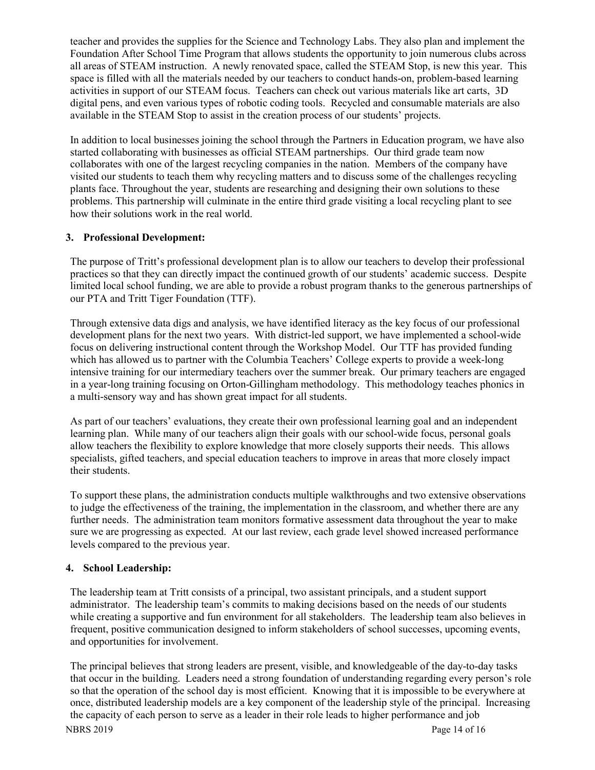teacher and provides the supplies for the Science and Technology Labs. They also plan and implement the Foundation After School Time Program that allows students the opportunity to join numerous clubs across all areas of STEAM instruction. A newly renovated space, called the STEAM Stop, is new this year. This space is filled with all the materials needed by our teachers to conduct hands-on, problem-based learning activities in support of our STEAM focus. Teachers can check out various materials like art carts, 3D digital pens, and even various types of robotic coding tools. Recycled and consumable materials are also available in the STEAM Stop to assist in the creation process of our students' projects.

In addition to local businesses joining the school through the Partners in Education program, we have also started collaborating with businesses as official STEAM partnerships. Our third grade team now collaborates with one of the largest recycling companies in the nation. Members of the company have visited our students to teach them why recycling matters and to discuss some of the challenges recycling plants face. Throughout the year, students are researching and designing their own solutions to these problems. This partnership will culminate in the entire third grade visiting a local recycling plant to see how their solutions work in the real world.

## 3. Professional Development:

The purpose of Tritt's professional development plan is to allow our teachers to develop their professional practices so that they can directly impact the continued growth of our students' academic success. Despite limited local school funding, we are able to provide a robust program thanks to the generous partnerships of our PTA and Tritt Tiger Foundation (TTF).

Through extensive data digs and analysis, we have identified literacy as the key focus of our professional development plans for the next two years. With district-led support, we have implemented a school-wide focus on delivering instructional content through the Workshop Model. Our TTF has provided funding which has allowed us to partner with the Columbia Teachers' College experts to provide a week-long intensive training for our intermediary teachers over the summer break. Our primary teachers are engaged in a year-long training focusing on Orton-Gillingham methodology. This methodology teaches phonics in a multi-sensory way and has shown great impact for all students.

As part of our teachers' evaluations, they create their own professional learning goal and an independent learning plan. While many of our teachers align their goals with our school-wide focus, personal goals allow teachers the flexibility to explore knowledge that more closely supports their needs. This allows specialists, gifted teachers, and special education teachers to improve in areas that more closely impact their students.

To support these plans, the administration conducts multiple walkthroughs and two extensive observations to judge the effectiveness of the training, the implementation in the classroom, and whether there are any further needs. The administration team monitors formative assessment data throughout the year to make sure we are progressing as expected. At our last review, each grade level showed increased performance levels compared to the previous year.

## 4. School Leadership:

The leadership team at Tritt consists of a principal, two assistant principals, and a student support administrator. The leadership team's commits to making decisions based on the needs of our students while creating a supportive and fun environment for all stakeholders. The leadership team also believes in frequent, positive communication designed to inform stakeholders of school successes, upcoming events, and opportunities for involvement.

The principal believes that strong leaders are present, visible, and knowledgeable of the day-to-day tasks that occur in the building. Leaders need a strong foundation of understanding regarding every person's role so that the operation of the school day is most efficient. Knowing that it is impossible to be everywhere at once, distributed leadership models are a key component of the leadership style of the principal. Increasing the capacity of each person to serve as a leader in their role leads to higher performance and job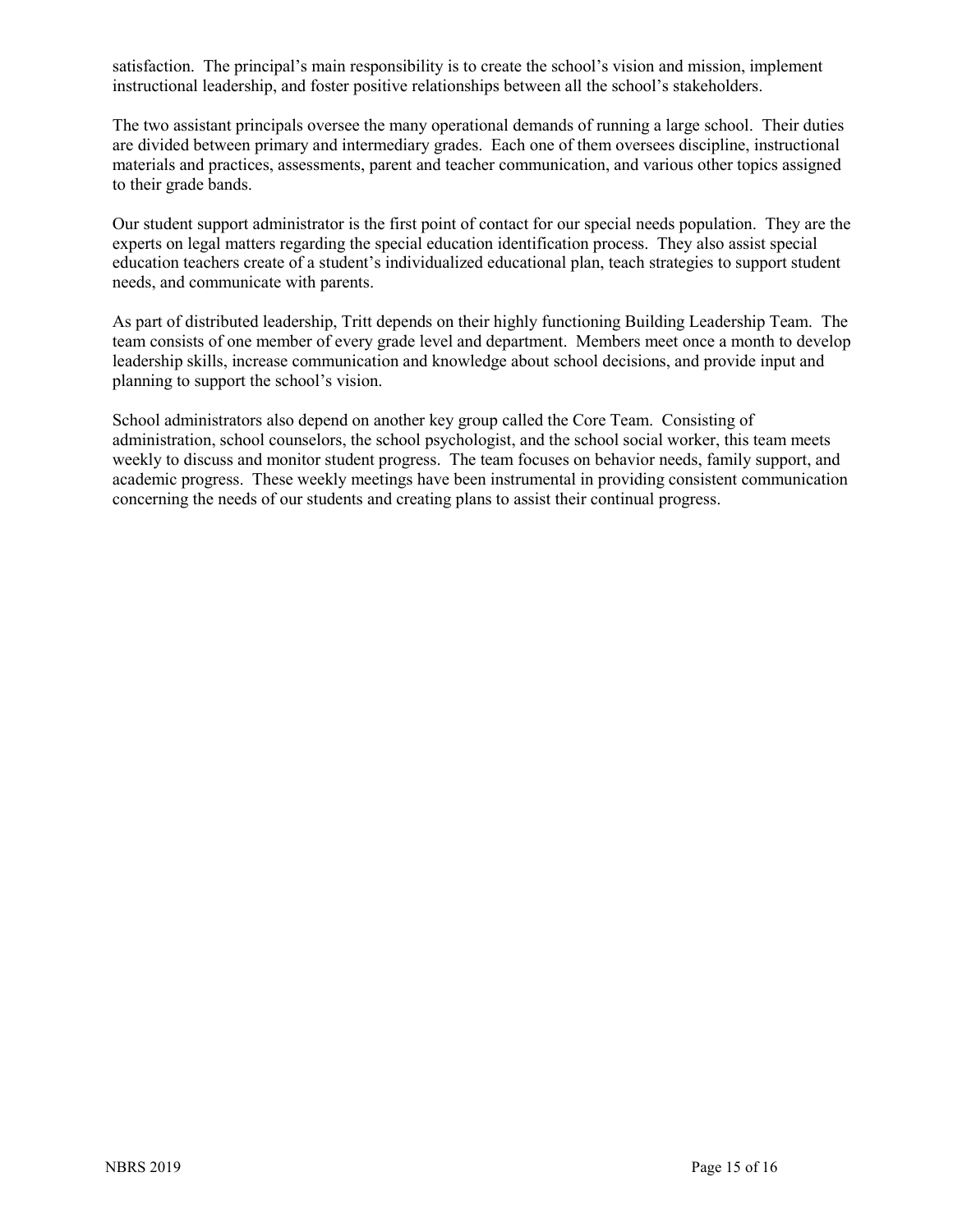satisfaction. The principal's main responsibility is to create the school's vision and mission, implement instructional leadership, and foster positive relationships between all the school's stakeholders.

The two assistant principals oversee the many operational demands of running a large school. Their duties are divided between primary and intermediary grades. Each one of them oversees discipline, instructional materials and practices, assessments, parent and teacher communication, and various other topics assigned to their grade bands.

Our student support administrator is the first point of contact for our special needs population. They are the experts on legal matters regarding the special education identification process. They also assist special education teachers create of a student's individualized educational plan, teach strategies to support student needs, and communicate with parents.

As part of distributed leadership, Tritt depends on their highly functioning Building Leadership Team. The team consists of one member of every grade level and department. Members meet once a month to develop leadership skills, increase communication and knowledge about school decisions, and provide input and planning to support the school's vision.

School administrators also depend on another key group called the Core Team. Consisting of administration, school counselors, the school psychologist, and the school social worker, this team meets weekly to discuss and monitor student progress. The team focuses on behavior needs, family support, and academic progress. These weekly meetings have been instrumental in providing consistent communication concerning the needs of our students and creating plans to assist their continual progress.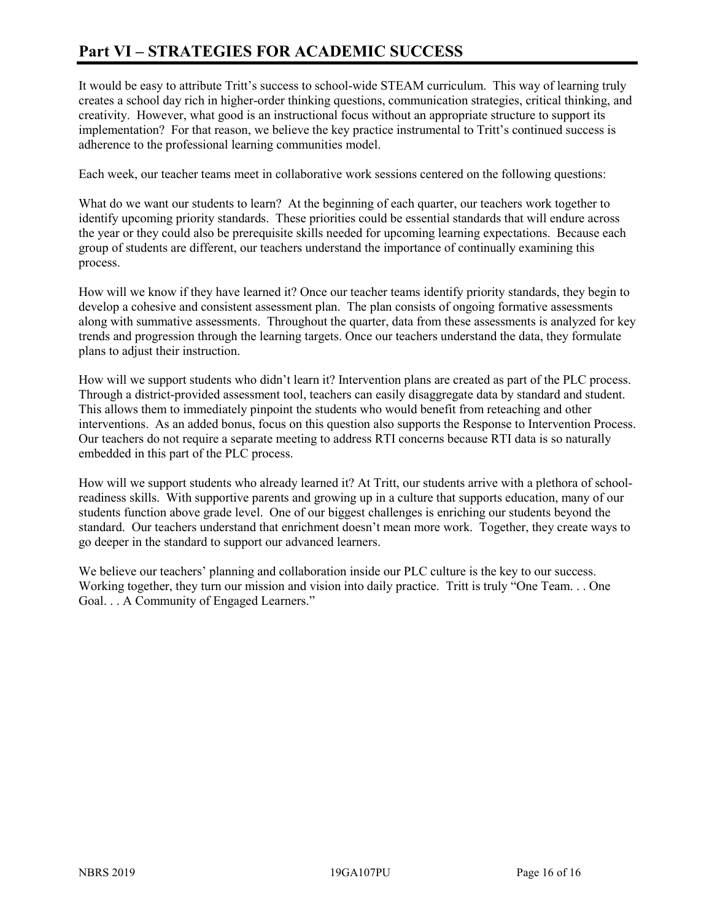# Part VI – STRATEGIES FOR ACADEMIC SUCCESS

It would be easy to attribute Tritt's success to school-wide STEAM curriculum. This way of learning truly creates a school day rich in higher-order thinking questions, communication strategies, critical thinking, and creativity. However, what good is an instructional focus without an appropriate structure to support its implementation? For that reason, we believe the key practice instrumental to Tritt's continued success is adherence to the professional learning communities model.

Each week, our teacher teams meet in collaborative work sessions centered on the following questions:

What do we want our students to learn? At the beginning of each quarter, our teachers work together to identify upcoming priority standards. These priorities could be essential standards that will endure across the year or they could also be prerequisite skills needed for upcoming learning expectations. Because each group of students are different, our teachers understand the importance of continually examining this process.

How will we know if they have learned it? Once our teacher teams identify priority standards, they begin to develop a cohesive and consistent assessment plan. The plan consists of ongoing formative assessments along with summative assessments. Throughout the quarter, data from these assessments is analyzed for key trends and progression through the learning targets. Once our teachers understand the data, they formulate plans to adjust their instruction.

How will we support students who didn't learn it? Intervention plans are created as part of the PLC process. Through a district-provided assessment tool, teachers can easily disaggregate data by standard and student. This allows them to immediately pinpoint the students who would benefit from reteaching and other interventions. As an added bonus, focus on this question also supports the Response to Intervention Process. Our teachers do not require a separate meeting to address RTI concerns because RTI data is so naturally embedded in this part of the PLC process.

How will we support students who already learned it? At Tritt, our students arrive with a plethora of school-readiness skills. With supportive parents and growing up in a culture that supports education, many of our students function above grade level. One of our biggest challenges is enriching our students beyond the standard. Our teachers understand that enrichment doesn't mean more work. Together, they create ways to go deeper in the standard to support our advanced learners.

We believe our teachers' planning and collaboration inside our PLC culture is the key to our success. Working together, they turn our mission and vision into daily practice. Tritt is truly "One Team. . . One Goal. . . A Community of Engaged Learners."